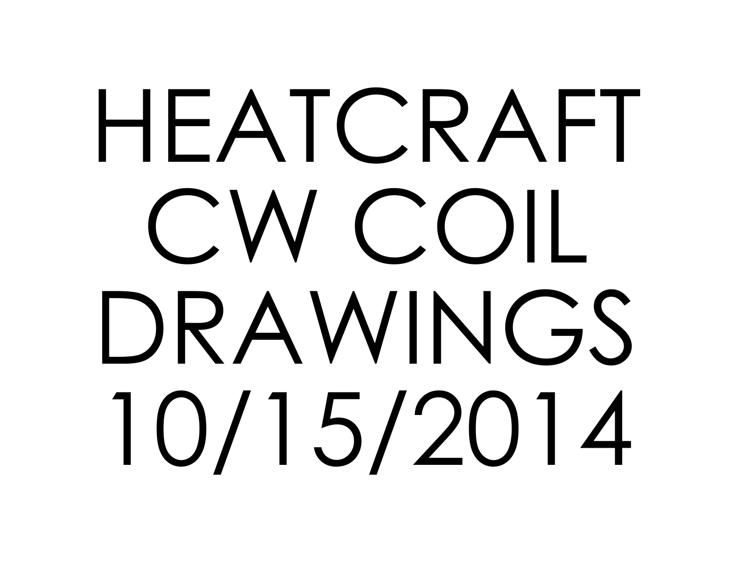# HEATCRAFT CW COIL DRAWINGS 10/15/2014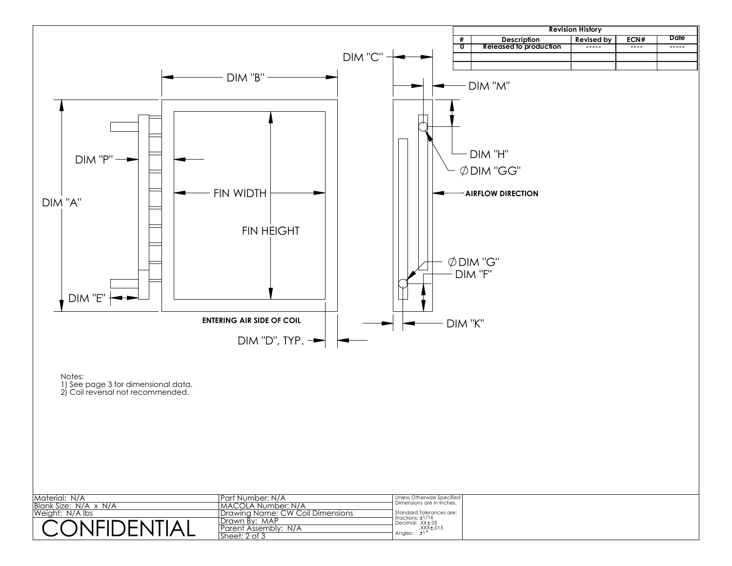| Revision History | | | | |
|---|---|---|---|---|
| # | Description | Revised by | ECN# | Date |
| 0 | Released to production | ----- | ---- | ----- |
| | | | | |
| | | | | |

DIM "B"

DIM "C"

DIM "M"

DIM "A"

DIM "P"

FIN WIDTH

FIN HEIGHT

DIM "H"

∅ DIM "GG"

AIRFLOW DIRECTION

∅ DIM "G"

DIM "F"

DIM "E"

ENTERING AIR SIDE OF COIL

DIM "K"

DIM "D", TYP.

Notes:
1) See page 3 for dimensional data.
2) Coil reversal not recommended.

| | | |
|---|---|---|
| Material: N/A | Part Number: N/A | Unless Otherwize Specified Dimensions are in Inches. |
| Blank Size: N/A x N/A | MACOLA Number: N/A | Standard Tolerances are: |
| Weight: N/A lbs | Drawing Name: CW Coil Dimensions | Fractions: ±1/16 |
| CONFIDENTIAL | Drawn By: MAP | Decimal: .XX±.05 .XXX±.015 |
| | Parent Assembly: N/A | Angles: ±1° |
| | Sheet: 2 of 3 | |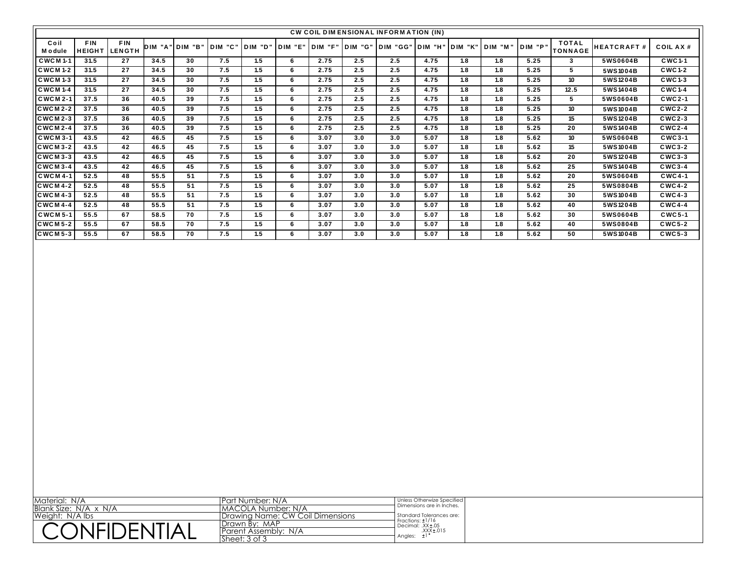## CW COIL DIMENSIONAL INFORMATION (IN)

| Coil Module | FIN HEIGHT | FIN LENGTH | DIM "A" | DIM "B" | DIM "C" | DIM "D" | DIM "E" | DIM "F" | DIM "G" | DIM "GG" | DIM "H" | DIM "K" | DIM "M" | DIM "P" | TOTAL TONNAGE | HEATCRAFT # | COIL AX # |
|---|---|---|---|---|---|---|---|---|---|---|---|---|---|---|---|---|---|
| CWCM1-1 | 31.5 | 27 | 34.5 | 30 | 7.5 | 1.5 | 6 | 2.75 | 2.5 | 2.5 | 4.75 | 1.8 | 1.8 | 5.25 | 3 | 5WS0604B | CWC1-1 |
| CWCM1-2 | 31.5 | 27 | 34.5 | 30 | 7.5 | 1.5 | 6 | 2.75 | 2.5 | 2.5 | 4.75 | 1.8 | 1.8 | 5.25 | 5 | 5WS1004B | CWC1-2 |
| CWCM1-3 | 31.5 | 27 | 34.5 | 30 | 7.5 | 1.5 | 6 | 2.75 | 2.5 | 2.5 | 4.75 | 1.8 | 1.8 | 5.25 | 10 | 5WS1204B | CWC1-3 |
| CWCM1-4 | 31.5 | 27 | 34.5 | 30 | 7.5 | 1.5 | 6 | 2.75 | 2.5 | 2.5 | 4.75 | 1.8 | 1.8 | 5.25 | 12.5 | 5WS1404B | CWC1-4 |
| CWCM2-1 | 37.5 | 36 | 40.5 | 39 | 7.5 | 1.5 | 6 | 2.75 | 2.5 | 2.5 | 4.75 | 1.8 | 1.8 | 5.25 | 5 | 5WS0604B | CWC2-1 |
| CWCM2-2 | 37.5 | 36 | 40.5 | 39 | 7.5 | 1.5 | 6 | 2.75 | 2.5 | 2.5 | 4.75 | 1.8 | 1.8 | 5.25 | 10 | 5WS1004B | CWC2-2 |
| CWCM2-3 | 37.5 | 36 | 40.5 | 39 | 7.5 | 1.5 | 6 | 2.75 | 2.5 | 2.5 | 4.75 | 1.8 | 1.8 | 5.25 | 15 | 5WS1204B | CWC2-3 |
| CWCM2-4 | 37.5 | 36 | 40.5 | 39 | 7.5 | 1.5 | 6 | 2.75 | 2.5 | 2.5 | 4.75 | 1.8 | 1.8 | 5.25 | 20 | 5WS1404B | CWC2-4 |
| CWCM3-1 | 43.5 | 42 | 46.5 | 45 | 7.5 | 1.5 | 6 | 3.07 | 3.0 | 3.0 | 5.07 | 1.8 | 1.8 | 5.62 | 10 | 5WS0604B | CWC3-1 |
| CWCM3-2 | 43.5 | 42 | 46.5 | 45 | 7.5 | 1.5 | 6 | 3.07 | 3.0 | 3.0 | 5.07 | 1.8 | 1.8 | 5.62 | 15 | 5WS1004B | CWC3-2 |
| CWCM3-3 | 43.5 | 42 | 46.5 | 45 | 7.5 | 1.5 | 6 | 3.07 | 3.0 | 3.0 | 5.07 | 1.8 | 1.8 | 5.62 | 20 | 5WS1204B | CWC3-3 |
| CWCM3-4 | 43.5 | 42 | 46.5 | 45 | 7.5 | 1.5 | 6 | 3.07 | 3.0 | 3.0 | 5.07 | 1.8 | 1.8 | 5.62 | 25 | 5WS1404B | CWC3-4 |
| CWCM4-1 | 52.5 | 48 | 55.5 | 51 | 7.5 | 1.5 | 6 | 3.07 | 3.0 | 3.0 | 5.07 | 1.8 | 1.8 | 5.62 | 20 | 5WS0604B | CWC4-1 |
| CWCM4-2 | 52.5 | 48 | 55.5 | 51 | 7.5 | 1.5 | 6 | 3.07 | 3.0 | 3.0 | 5.07 | 1.8 | 1.8 | 5.62 | 25 | 5WS0804B | CWC4-2 |
| CWCM4-3 | 52.5 | 48 | 55.5 | 51 | 7.5 | 1.5 | 6 | 3.07 | 3.0 | 3.0 | 5.07 | 1.8 | 1.8 | 5.62 | 30 | 5WS1004B | CWC4-3 |
| CWCM4-4 | 52.5 | 48 | 55.5 | 51 | 7.5 | 1.5 | 6 | 3.07 | 3.0 | 3.0 | 5.07 | 1.8 | 1.8 | 5.62 | 40 | 5WS1204B | CWC4-4 |
| CWCM5-1 | 55.5 | 67 | 58.5 | 70 | 7.5 | 1.5 | 6 | 3.07 | 3.0 | 3.0 | 5.07 | 1.8 | 1.8 | 5.62 | 30 | 5WS0604B | CWC5-1 |
| CWCM5-2 | 55.5 | 67 | 58.5 | 70 | 7.5 | 1.5 | 6 | 3.07 | 3.0 | 3.0 | 5.07 | 1.8 | 1.8 | 5.62 | 40 | 5WS0804B | CWC5-2 |
| CWCM5-3 | 55.5 | 67 | 58.5 | 70 | 7.5 | 1.5 | 6 | 3.07 | 3.0 | 3.0 | 5.07 | 1.8 | 1.8 | 5.62 | 50 | 5WS1004B | CWC5-3 |

| | | |
|---|---|---|
| Material: N/A | Part Number: N/A | Unless Otherwize Specified Dimensions are in Inches. |
| Blank Size: N/A x N/A | MACOLA Number: N/A | Standard Tolerances are: |
| Weight: N/A lbs | Drawing Name: CW Coil Dimensions | Fractions: ±1/16 |
| CONFIDENTIAL | Drawn By: MAP | Decimal: .XX±.05 .XXX±.015 |
| | Parent Assembly: N/A | Angles: ±1° |
| | Sheet: 3 of 3 | |